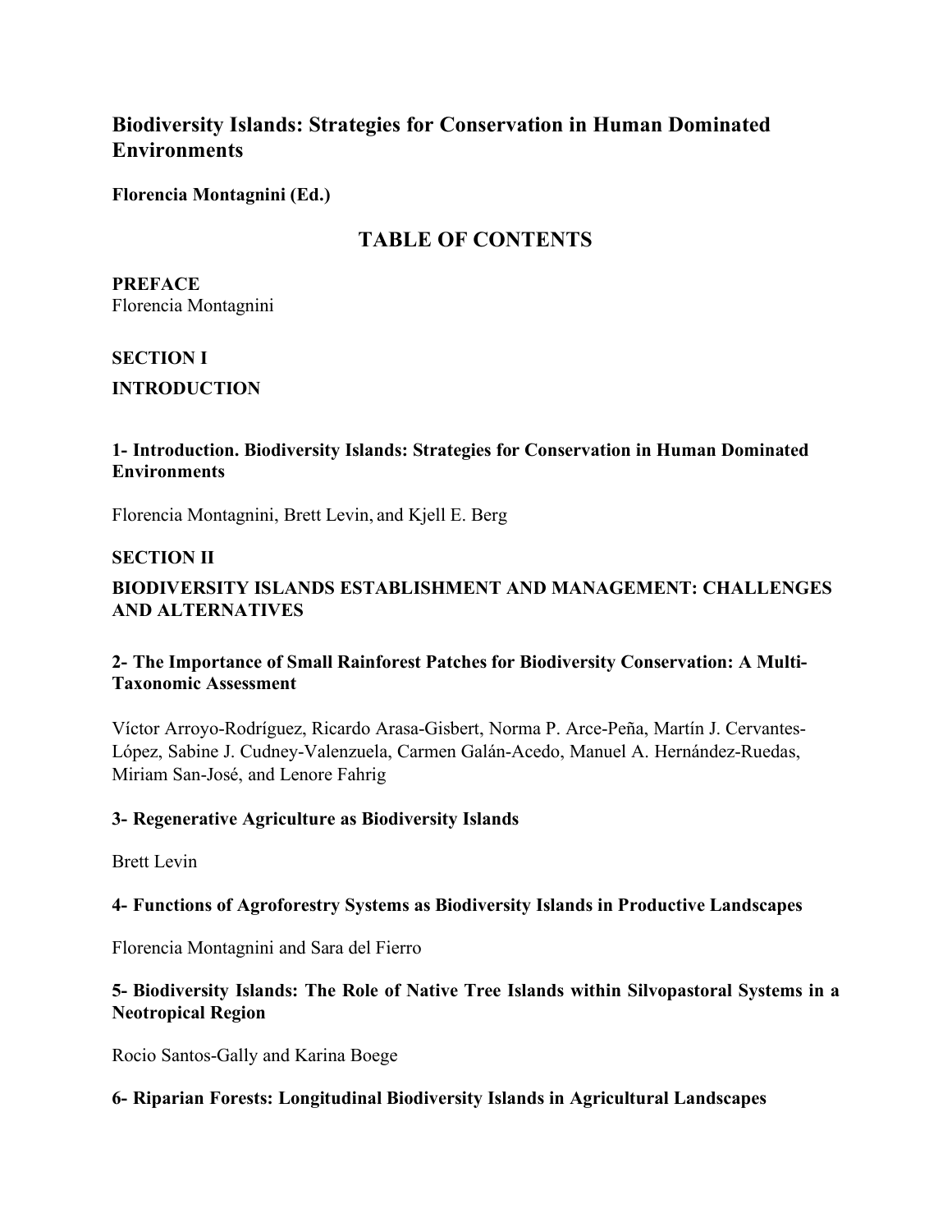# Biodiversity Islands: Strategies for Conservation in Human Dominated Environments

**Florencia Montagnini (Ed.)**

## TABLE OF CONTENTS

**PREFACE**
Florencia Montagnini

**SECTION I**

**INTRODUCTION**

### 1- Introduction. Biodiversity Islands: Strategies for Conservation in Human Dominated Environments

Florencia Montagnini, Brett Levin, and Kjell E. Berg

**SECTION II**

**BIODIVERSITY ISLANDS ESTABLISHMENT AND MANAGEMENT: CHALLENGES AND ALTERNATIVES**

### 2- The Importance of Small Rainforest Patches for Biodiversity Conservation: A Multi-Taxonomic Assessment

Víctor Arroyo-Rodríguez, Ricardo Arasa-Gisbert, Norma P. Arce-Peña, Martín J. Cervantes-López, Sabine J. Cudney-Valenzuela, Carmen Galán-Acedo, Manuel A. Hernández-Ruedas, Miriam San-José, and Lenore Fahrig

### 3- Regenerative Agriculture as Biodiversity Islands

Brett Levin

### 4- Functions of Agroforestry Systems as Biodiversity Islands in Productive Landscapes

Florencia Montagnini and Sara del Fierro

### 5- Biodiversity Islands: The Role of Native Tree Islands within Silvopastoral Systems in a Neotropical Region

Rocio Santos-Gally and Karina Boege

### 6- Riparian Forests: Longitudinal Biodiversity Islands in Agricultural Landscapes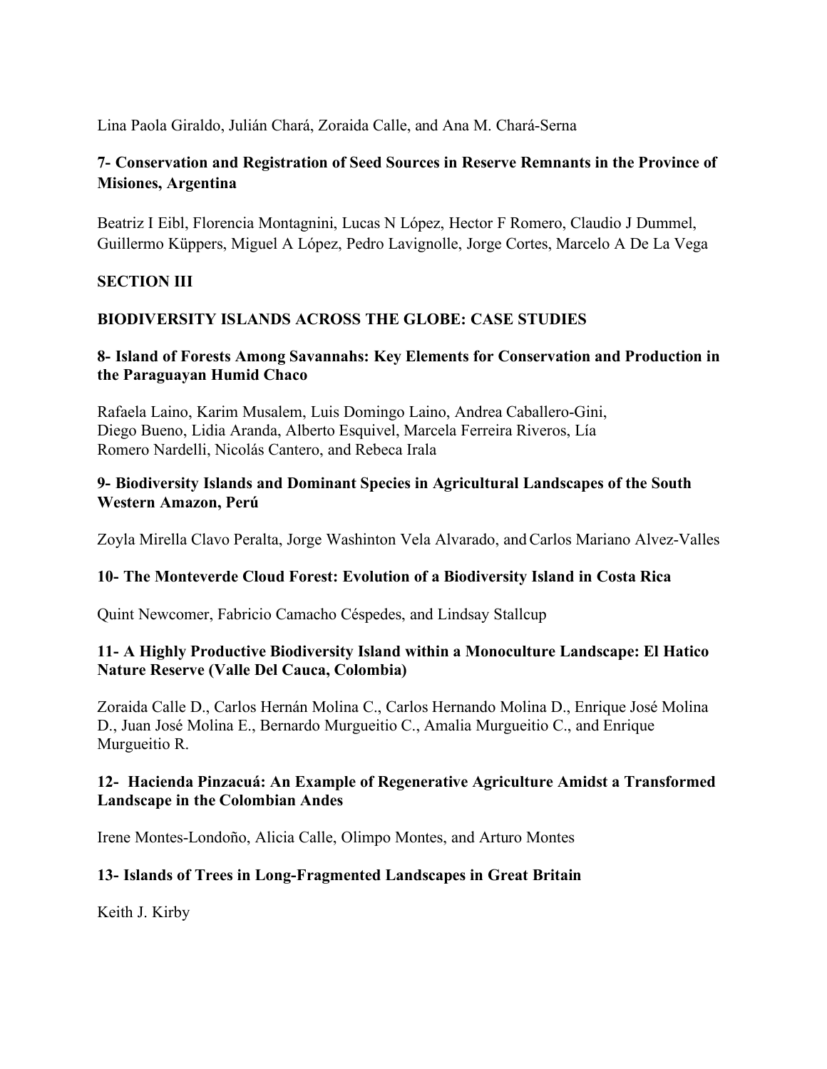Lina Paola Giraldo, Julián Chará, Zoraida Calle, and Ana M. Chará-Serna

**7- Conservation and Registration of Seed Sources in Reserve Remnants in the Province of Misiones, Argentina**

Beatriz I Eibl, Florencia Montagnini, Lucas N López, Hector F Romero, Claudio J Dummel, Guillermo Küppers, Miguel A López, Pedro Lavignolle, Jorge Cortes, Marcelo A De La Vega

## SECTION III

## BIODIVERSITY ISLANDS ACROSS THE GLOBE: CASE STUDIES

**8- Island of Forests Among Savannahs: Key Elements for Conservation and Production in the Paraguayan Humid Chaco**

Rafaela Laino, Karim Musalem, Luis Domingo Laino, Andrea Caballero-Gini, Diego Bueno, Lidia Aranda, Alberto Esquivel, Marcela Ferreira Riveros, Lía Romero Nardelli, Nicolás Cantero, and Rebeca Irala

**9- Biodiversity Islands and Dominant Species in Agricultural Landscapes of the South Western Amazon, Perú**

Zoyla Mirella Clavo Peralta, Jorge Washinton Vela Alvarado, and Carlos Mariano Alvez-Valles

**10- The Monteverde Cloud Forest: Evolution of a Biodiversity Island in Costa Rica**

Quint Newcomer, Fabricio Camacho Céspedes, and Lindsay Stallcup

**11- A Highly Productive Biodiversity Island within a Monoculture Landscape: El Hatico Nature Reserve (Valle Del Cauca, Colombia)**

Zoraida Calle D., Carlos Hernán Molina C., Carlos Hernando Molina D., Enrique José Molina D., Juan José Molina E., Bernardo Murgueitio C., Amalia Murgueitio C., and Enrique Murgueitio R.

**12- Hacienda Pinzacuá: An Example of Regenerative Agriculture Amidst a Transformed Landscape in the Colombian Andes**

Irene Montes-Londoño, Alicia Calle, Olimpo Montes, and Arturo Montes

**13- Islands of Trees in Long-Fragmented Landscapes in Great Britain**

Keith J. Kirby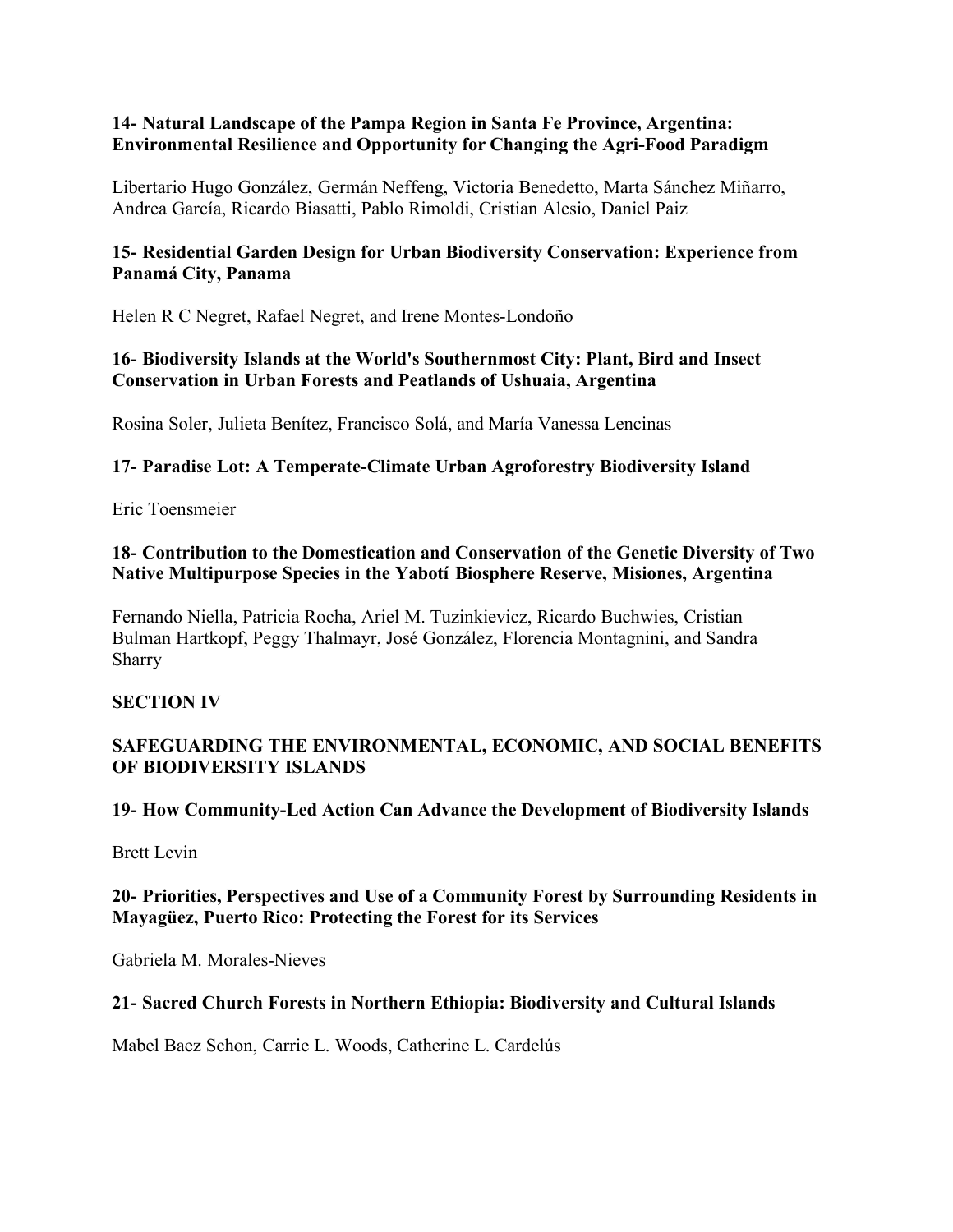**14- Natural Landscape of the Pampa Region in Santa Fe Province, Argentina: Environmental Resilience and Opportunity for Changing the Agri-Food Paradigm**

Libertario Hugo González, Germán Neffeng, Victoria Benedetto, Marta Sánchez Miñarro, Andrea García, Ricardo Biasatti, Pablo Rimoldi, Cristian Alesio, Daniel Paiz

**15- Residential Garden Design for Urban Biodiversity Conservation: Experience from Panamá City, Panama**

Helen R C Negret, Rafael Negret, and Irene Montes-Londoño

**16- Biodiversity Islands at the World's Southernmost City: Plant, Bird and Insect Conservation in Urban Forests and Peatlands of Ushuaia, Argentina**

Rosina Soler, Julieta Benítez, Francisco Solá, and María Vanessa Lencinas

**17- Paradise Lot: A Temperate-Climate Urban Agroforestry Biodiversity Island**

Eric Toensmeier

**18- Contribution to the Domestication and Conservation of the Genetic Diversity of Two Native Multipurpose Species in the Yabotí Biosphere Reserve, Misiones, Argentina**

Fernando Niella, Patricia Rocha, Ariel M. Tuzinkievicz, Ricardo Buchwies, Cristian Bulman Hartkopf, Peggy Thalmayr, José González, Florencia Montagnini, and Sandra Sharry

## SECTION IV

## SAFEGUARDING THE ENVIRONMENTAL, ECONOMIC, AND SOCIAL BENEFITS OF BIODIVERSITY ISLANDS

**19- How Community-Led Action Can Advance the Development of Biodiversity Islands**

Brett Levin

**20- Priorities, Perspectives and Use of a Community Forest by Surrounding Residents in Mayagüez, Puerto Rico: Protecting the Forest for its Services**

Gabriela M. Morales-Nieves

**21- Sacred Church Forests in Northern Ethiopia: Biodiversity and Cultural Islands**

Mabel Baez Schon, Carrie L. Woods, Catherine L. Cardelús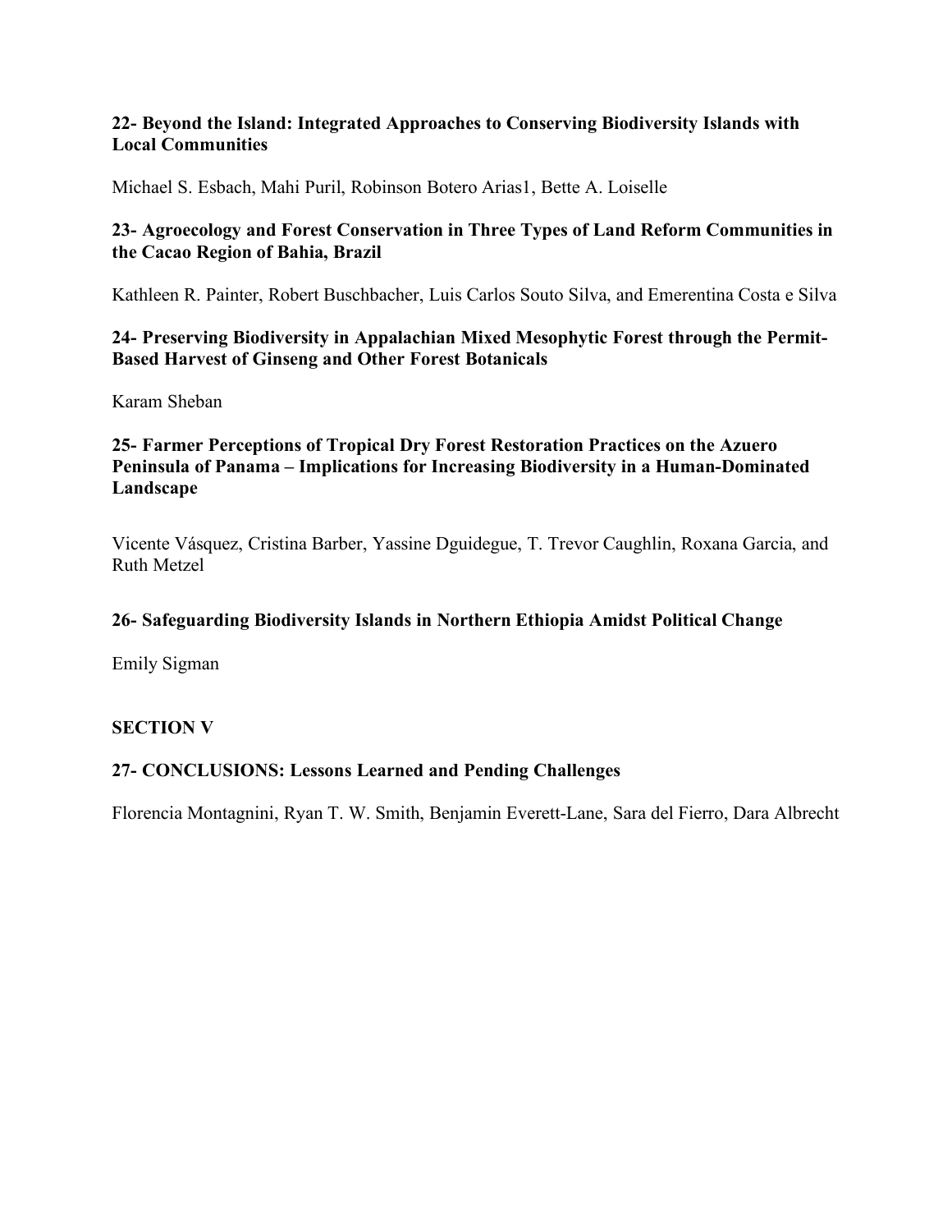**22- Beyond the Island: Integrated Approaches to Conserving Biodiversity Islands with Local Communities**

Michael S. Esbach, Mahi Puril, Robinson Botero Arias1, Bette A. Loiselle

**23- Agroecology and Forest Conservation in Three Types of Land Reform Communities in the Cacao Region of Bahia, Brazil**

Kathleen R. Painter, Robert Buschbacher, Luis Carlos Souto Silva, and Emerentina Costa e Silva

**24- Preserving Biodiversity in Appalachian Mixed Mesophytic Forest through the Permit-Based Harvest of Ginseng and Other Forest Botanicals**

Karam Sheban

**25- Farmer Perceptions of Tropical Dry Forest Restoration Practices on the Azuero Peninsula of Panama – Implications for Increasing Biodiversity in a Human-Dominated Landscape**

Vicente Vásquez, Cristina Barber, Yassine Dguidegue, T. Trevor Caughlin, Roxana Garcia, and Ruth Metzel

**26- Safeguarding Biodiversity Islands in Northern Ethiopia Amidst Political Change**

Emily Sigman

**SECTION V**

**27- CONCLUSIONS: Lessons Learned and Pending Challenges**

Florencia Montagnini, Ryan T. W. Smith, Benjamin Everett-Lane, Sara del Fierro, Dara Albrecht